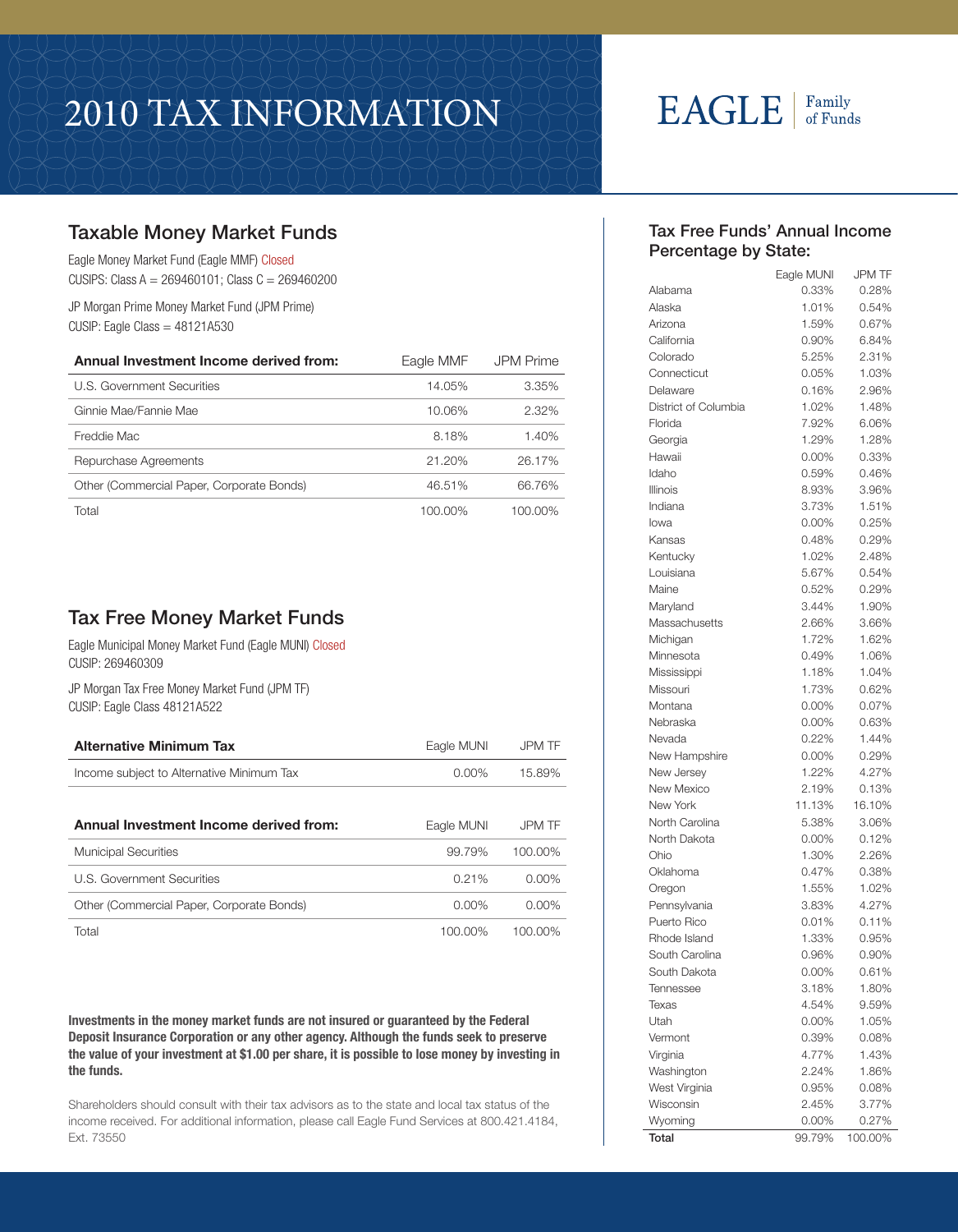# 2010 TAX INFORMATION

EAGLE | Family of Funds

## Taxable Money Market Funds

Eagle Money Market Fund (Eagle MMF) Closed
CUSIPS: Class A = 269460101; Class C = 269460200

JP Morgan Prime Money Market Fund (JPM Prime)
CUSIP: Eagle Class = 48121A530

| **Annual Investment Income derived from:** | Eagle MMF | JPM Prime |
|---|---|---|
| U.S. Government Securities | 14.05% | 3.35% |
| Ginnie Mae/Fannie Mae | 10.06% | 2.32% |
| Freddie Mac | 8.18% | 1.40% |
| Repurchase Agreements | 21.20% | 26.17% |
| Other (Commercial Paper, Corporate Bonds) | 46.51% | 66.76% |
| Total | 100.00% | 100.00% |

## Tax Free Money Market Funds

Eagle Municipal Money Market Fund (Eagle MUNI) Closed
CUSIP: 269460309

JP Morgan Tax Free Money Market Fund (JPM TF)
CUSIP: Eagle Class 48121A522

| **Alternative Minimum Tax** | Eagle MUNI | JPM TF |
|---|---|---|
| Income subject to Alternative Minimum Tax | 0.00% | 15.89% |

| **Annual Investment Income derived from:** | Eagle MUNI | JPM TF |
|---|---|---|
| Municipal Securities | 99.79% | 100.00% |
| U.S. Government Securities | 0.21% | 0.00% |
| Other (Commercial Paper, Corporate Bonds) | 0.00% | 0.00% |
| Total | 100.00% | 100.00% |

**Investments in the money market funds are not insured or guaranteed by the Federal Deposit Insurance Corporation or any other agency. Although the funds seek to preserve the value of your investment at $1.00 per share, it is possible to lose money by investing in the funds.**

Shareholders should consult with their tax advisors as to the state and local tax status of the income received. For additional information, please call Eagle Fund Services at 800.421.4184, Ext. 73550

## Tax Free Funds' Annual Income Percentage by State:

| | Eagle MUNI | JPM TF |
|---|---|---|
| Alabama | 0.33% | 0.28% |
| Alaska | 1.01% | 0.54% |
| Arizona | 1.59% | 0.67% |
| California | 0.90% | 6.84% |
| Colorado | 5.25% | 2.31% |
| Connecticut | 0.05% | 1.03% |
| Delaware | 0.16% | 2.96% |
| District of Columbia | 1.02% | 1.48% |
| Florida | 7.92% | 6.06% |
| Georgia | 1.29% | 1.28% |
| Hawaii | 0.00% | 0.33% |
| Idaho | 0.59% | 0.46% |
| Illinois | 8.93% | 3.96% |
| Indiana | 3.73% | 1.51% |
| Iowa | 0.00% | 0.25% |
| Kansas | 0.48% | 0.29% |
| Kentucky | 1.02% | 2.48% |
| Louisiana | 5.67% | 0.54% |
| Maine | 0.52% | 0.29% |
| Maryland | 3.44% | 1.90% |
| Massachusetts | 2.66% | 3.66% |
| Michigan | 1.72% | 1.62% |
| Minnesota | 0.49% | 1.06% |
| Mississippi | 1.18% | 1.04% |
| Missouri | 1.73% | 0.62% |
| Montana | 0.00% | 0.07% |
| Nebraska | 0.00% | 0.63% |
| Nevada | 0.22% | 1.44% |
| New Hampshire | 0.00% | 0.29% |
| New Jersey | 1.22% | 4.27% |
| New Mexico | 2.19% | 0.13% |
| New York | 11.13% | 16.10% |
| North Carolina | 5.38% | 3.06% |
| North Dakota | 0.00% | 0.12% |
| Ohio | 1.30% | 2.26% |
| Oklahoma | 0.47% | 0.38% |
| Oregon | 1.55% | 1.02% |
| Pennsylvania | 3.83% | 4.27% |
| Puerto Rico | 0.01% | 0.11% |
| Rhode Island | 1.33% | 0.95% |
| South Carolina | 0.96% | 0.90% |
| South Dakota | 0.00% | 0.61% |
| Tennessee | 3.18% | 1.80% |
| Texas | 4.54% | 9.59% |
| Utah | 0.00% | 1.05% |
| Vermont | 0.39% | 0.08% |
| Virginia | 4.77% | 1.43% |
| Washington | 2.24% | 1.86% |
| West Virginia | 0.95% | 0.08% |
| Wisconsin | 2.45% | 3.77% |
| Wyoming | 0.00% | 0.27% |
| **Total** | 99.79% | 100.00% |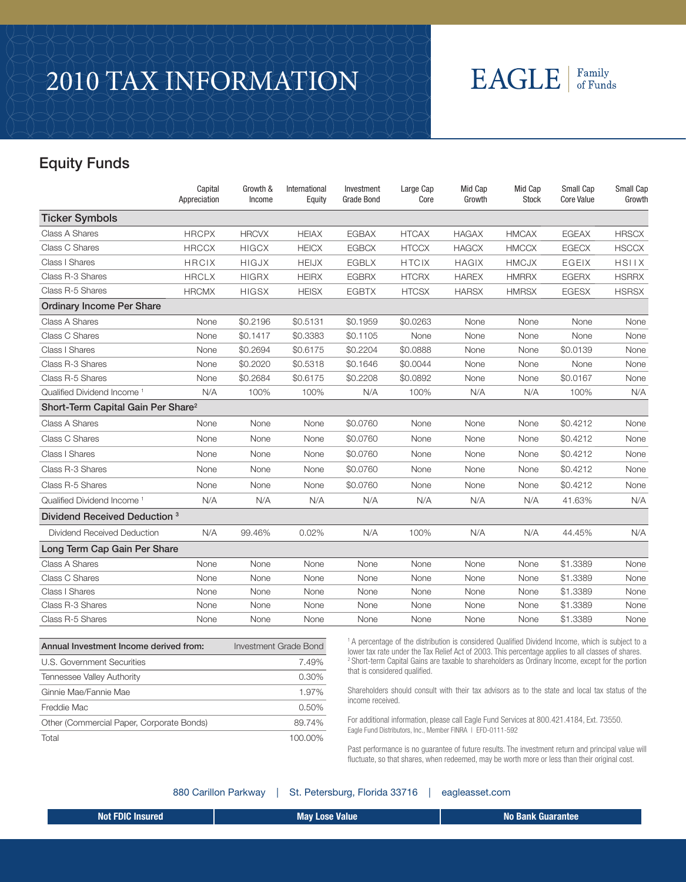# 2010 TAX INFORMATION

EAGLE Family of Funds

## Equity Funds

| | Capital Appreciation | Growth & Income | International Equity | Investment Grade Bond | Large Cap Core | Mid Cap Growth | Mid Cap Stock | Small Cap Core Value | Small Cap Growth |
|---|---|---|---|---|---|---|---|---|---|
| **Ticker Symbols** | | | | | | | | | |
| Class A Shares | HRCPX | HRCVX | HEIAX | EGBAX | HTCAX | HAGAX | HMCAX | EGEAX | HRSCX |
| Class C Shares | HRCCX | HIGCX | HEICX | EGBCX | HTCCX | HAGCX | HMCCX | EGECX | HSCCX |
| Class I Shares | HRCIX | HIGJX | HEIJX | EGBLX | HTCIX | HAGIX | HMCJX | EGEIX | HSIIX |
| Class R-3 Shares | HRCLX | HIGRX | HEIRX | EGBRX | HTCRX | HAREX | HMRRX | EGERX | HSRRX |
| Class R-5 Shares | HRCMX | HIGSX | HEISX | EGBTX | HTCSX | HARSX | HMRSX | EGESX | HSRSX |
| **Ordinary Income Per Share** | | | | | | | | | |
| Class A Shares | None | $0.2196 | $0.5131 | $0.1959 | $0.0263 | None | None | None | None |
| Class C Shares | None | $0.1417 | $0.3383 | $0.1105 | None | None | None | None | None |
| Class I Shares | None | $0.2694 | $0.6175 | $0.2204 | $0.0888 | None | None | $0.0139 | None |
| Class R-3 Shares | None | $0.2020 | $0.5318 | $0.1646 | $0.0044 | None | None | None | None |
| Class R-5 Shares | None | $0.2684 | $0.6175 | $0.2208 | $0.0892 | None | None | $0.0167 | None |
| Qualified Dividend Income [1] | N/A | 100% | 100% | N/A | 100% | N/A | N/A | 100% | N/A |
| **Short-Term Capital Gain Per Share[2]** | | | | | | | | | |
| Class A Shares | None | None | None | $0.0760 | None | None | None | $0.4212 | None |
| Class C Shares | None | None | None | $0.0760 | None | None | None | $0.4212 | None |
| Class I Shares | None | None | None | $0.0760 | None | None | None | $0.4212 | None |
| Class R-3 Shares | None | None | None | $0.0760 | None | None | None | $0.4212 | None |
| Class R-5 Shares | None | None | None | $0.0760 | None | None | None | $0.4212 | None |
| Qualified Dividend Income [1] | N/A | N/A | N/A | N/A | N/A | N/A | N/A | 41.63% | N/A |
| **Dividend Received Deduction [3]** | | | | | | | | | |
| Dividend Received Deduction | N/A | 99.46% | 0.02% | N/A | 100% | N/A | N/A | 44.45% | N/A |
| **Long Term Cap Gain Per Share** | | | | | | | | | |
| Class A Shares | None | None | None | None | None | None | None | $1.3389 | None |
| Class C Shares | None | None | None | None | None | None | None | $1.3389 | None |
| Class I Shares | None | None | None | None | None | None | None | $1.3389 | None |
| Class R-3 Shares | None | None | None | None | None | None | None | $1.3389 | None |
| Class R-5 Shares | None | None | None | None | None | None | None | $1.3389 | None |

| Annual Investment Income derived from: | Investment Grade Bond |
|---|---|
| U.S. Government Securities | 7.49% |
| Tennessee Valley Authority | 0.30% |
| Ginnie Mae/Fannie Mae | 1.97% |
| Freddie Mac | 0.50% |
| Other (Commercial Paper, Corporate Bonds) | 89.74% |
| Total | 100.00% |

[1] A percentage of the distribution is considered Qualified Dividend Income, which is subject to a lower tax rate under the Tax Relief Act of 2003. This percentage applies to all classes of shares.
[2] Short-term Capital Gains are taxable to shareholders as Ordinary Income, except for the portion that is considered qualified.

Shareholders should consult with their tax advisors as to the state and local tax status of the income received.

For additional information, please call Eagle Fund Services at 800.421.4184, Ext. 73550.
Eagle Fund Distributors, Inc., Member FINRA | EFD-0111-592

Past performance is no guarantee of future results. The investment return and principal value will fluctuate, so that shares, when redeemed, may be worth more or less than their original cost.

880 Carillon Parkway | St. Petersburg, Florida 33716 | eagleasset.com

**Not FDIC Insured** | **May Lose Value** | **No Bank Guarantee**